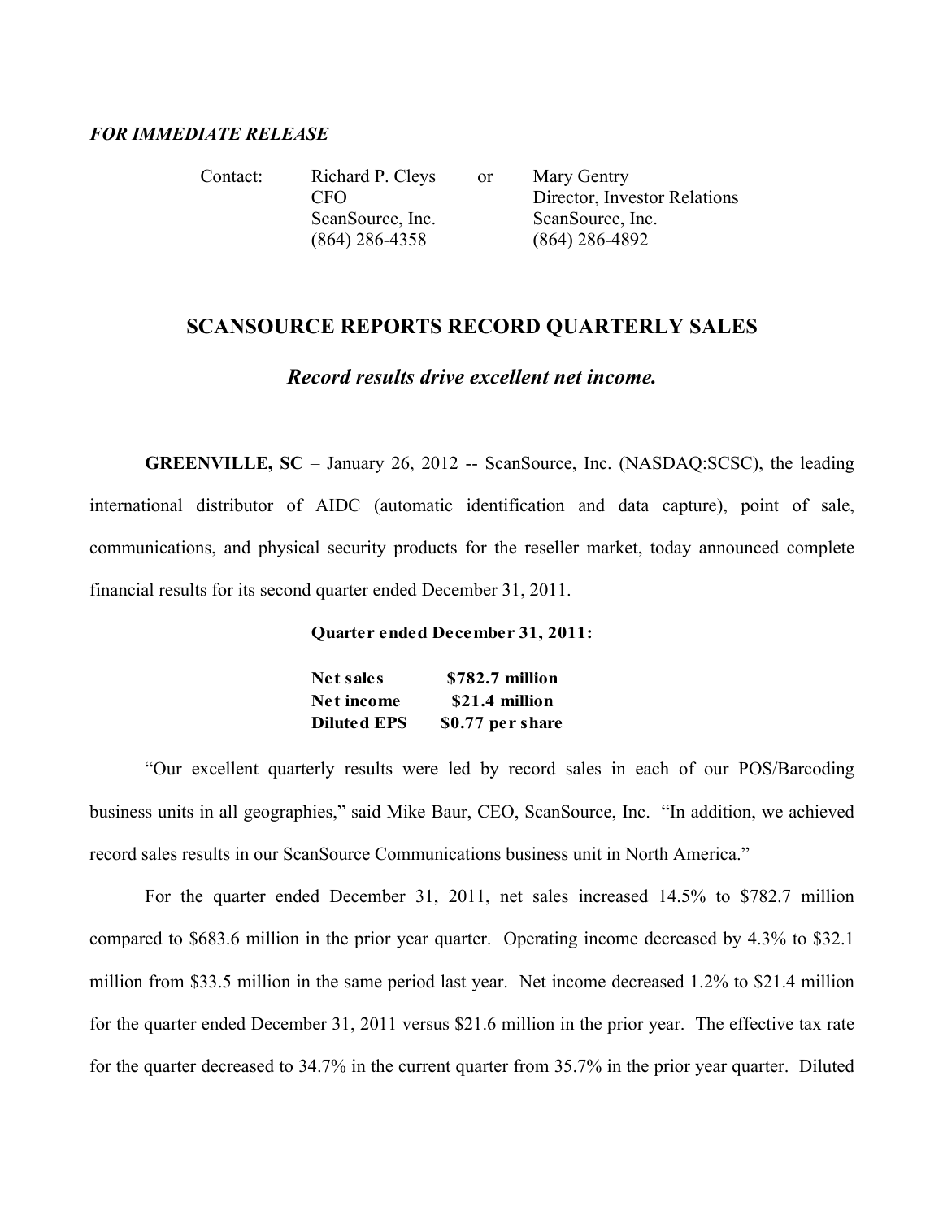***FOR IMMEDIATE RELEASE***

| Contact: | Richard P. Cleys | or | Mary Gentry |
|---|---|---|---|
| | CFO | | Director, Investor Relations |
| | ScanSource, Inc. | | ScanSource, Inc. |
| | (864) 286-4358 | | (864) 286-4892 |

## SCANSOURCE REPORTS RECORD QUARTERLY SALES

### *Record results drive excellent net income.*

**GREENVILLE, SC** – January 26, 2012 -- ScanSource, Inc. (NASDAQ:SCSC), the leading international distributor of AIDC (automatic identification and data capture), point of sale, communications, and physical security products for the reseller market, today announced complete financial results for its second quarter ended December 31, 2011.

**Quarter ended December 31, 2011:**

| | |
|---|---|
| **Net sales** | **$782.7 million** |
| **Net income** | **$21.4 million** |
| **Diluted EPS** | **$0.77 per share** |

"Our excellent quarterly results were led by record sales in each of our POS/Barcoding business units in all geographies," said Mike Baur, CEO, ScanSource, Inc. "In addition, we achieved record sales results in our ScanSource Communications business unit in North America."

For the quarter ended December 31, 2011, net sales increased 14.5% to $782.7 million compared to $683.6 million in the prior year quarter. Operating income decreased by 4.3% to $32.1 million from $33.5 million in the same period last year. Net income decreased 1.2% to $21.4 million for the quarter ended December 31, 2011 versus $21.6 million in the prior year. The effective tax rate for the quarter decreased to 34.7% in the current quarter from 35.7% in the prior year quarter. Diluted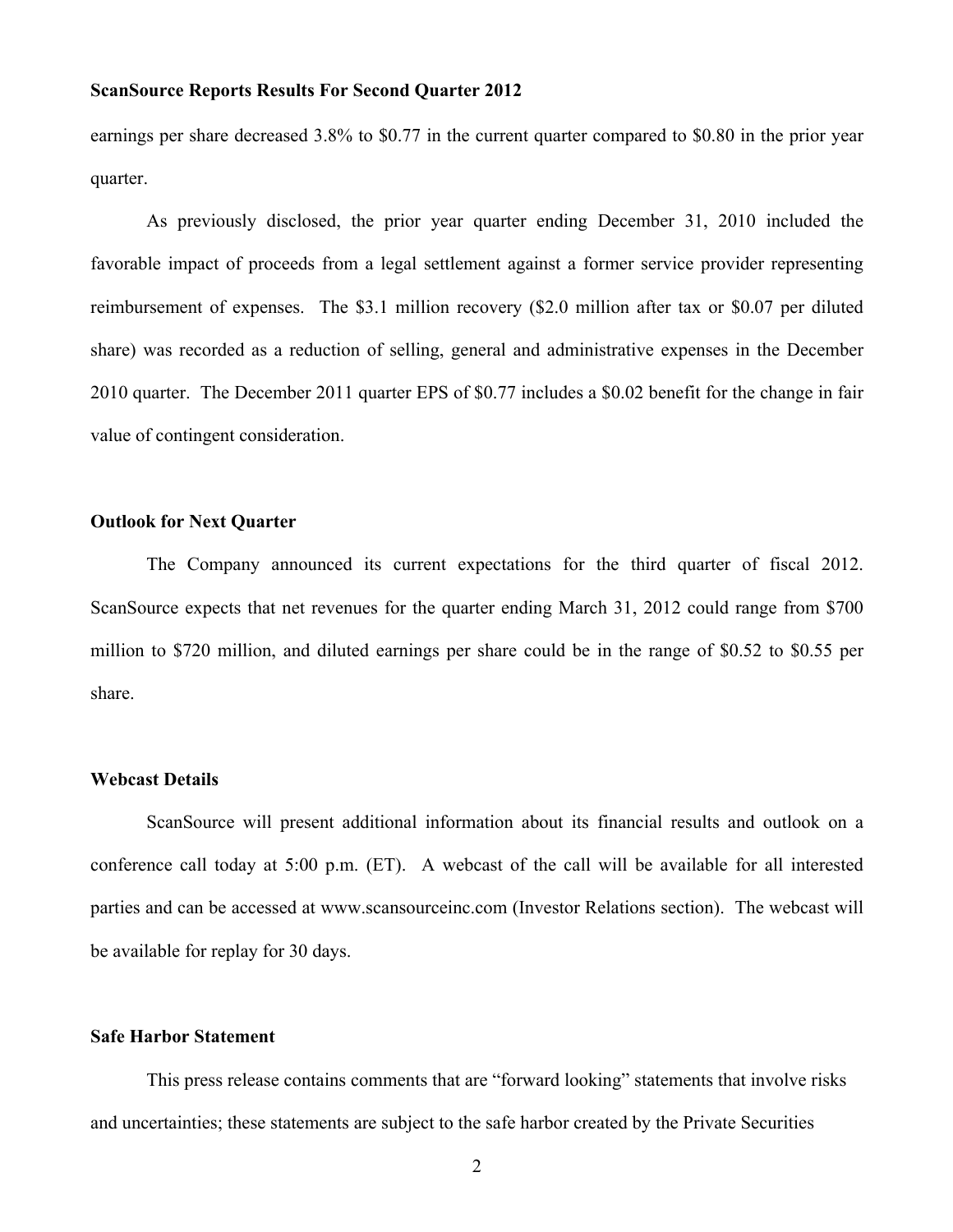earnings per share decreased 3.8% to $0.77 in the current quarter compared to $0.80 in the prior year quarter.

As previously disclosed, the prior year quarter ending December 31, 2010 included the favorable impact of proceeds from a legal settlement against a former service provider representing reimbursement of expenses. The $3.1 million recovery ($2.0 million after tax or $0.07 per diluted share) was recorded as a reduction of selling, general and administrative expenses in the December 2010 quarter. The December 2011 quarter EPS of $0.77 includes a $0.02 benefit for the change in fair value of contingent consideration.

**Outlook for Next Quarter**

The Company announced its current expectations for the third quarter of fiscal 2012. ScanSource expects that net revenues for the quarter ending March 31, 2012 could range from $700 million to $720 million, and diluted earnings per share could be in the range of $0.52 to $0.55 per share.

**Webcast Details**

ScanSource will present additional information about its financial results and outlook on a conference call today at 5:00 p.m. (ET). A webcast of the call will be available for all interested parties and can be accessed at www.scansourceinc.com (Investor Relations section). The webcast will be available for replay for 30 days.

**Safe Harbor Statement**

This press release contains comments that are "forward looking" statements that involve risks and uncertainties; these statements are subject to the safe harbor created by the Private Securities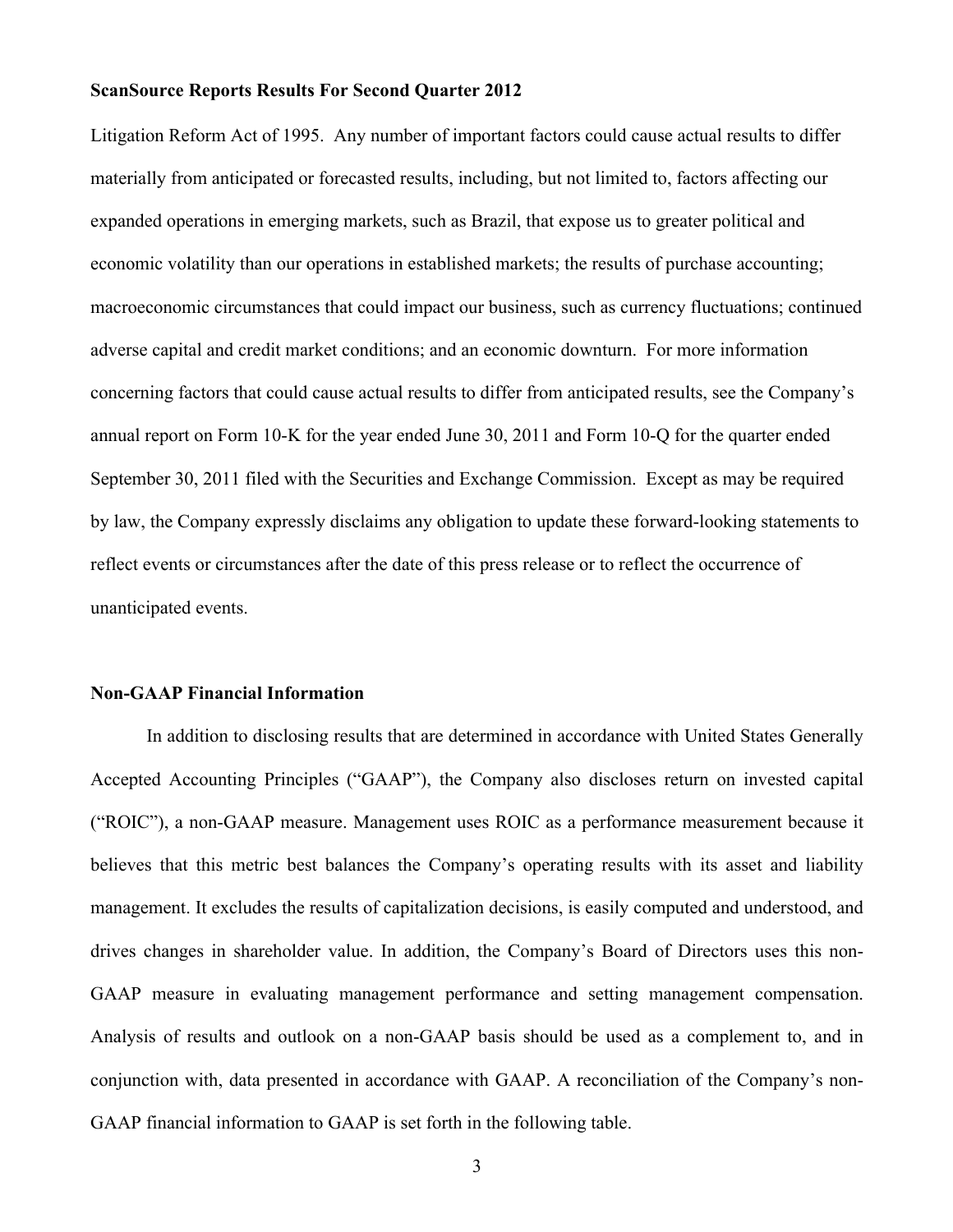Litigation Reform Act of 1995. Any number of important factors could cause actual results to differ materially from anticipated or forecasted results, including, but not limited to, factors affecting our expanded operations in emerging markets, such as Brazil, that expose us to greater political and economic volatility than our operations in established markets; the results of purchase accounting; macroeconomic circumstances that could impact our business, such as currency fluctuations; continued adverse capital and credit market conditions; and an economic downturn. For more information concerning factors that could cause actual results to differ from anticipated results, see the Company's annual report on Form 10-K for the year ended June 30, 2011 and Form 10-Q for the quarter ended September 30, 2011 filed with the Securities and Exchange Commission. Except as may be required by law, the Company expressly disclaims any obligation to update these forward-looking statements to reflect events or circumstances after the date of this press release or to reflect the occurrence of unanticipated events.

## Non-GAAP Financial Information

In addition to disclosing results that are determined in accordance with United States Generally Accepted Accounting Principles ("GAAP"), the Company also discloses return on invested capital ("ROIC"), a non-GAAP measure. Management uses ROIC as a performance measurement because it believes that this metric best balances the Company's operating results with its asset and liability management. It excludes the results of capitalization decisions, is easily computed and understood, and drives changes in shareholder value. In addition, the Company's Board of Directors uses this non-GAAP measure in evaluating management performance and setting management compensation. Analysis of results and outlook on a non-GAAP basis should be used as a complement to, and in conjunction with, data presented in accordance with GAAP. A reconciliation of the Company's non-GAAP financial information to GAAP is set forth in the following table.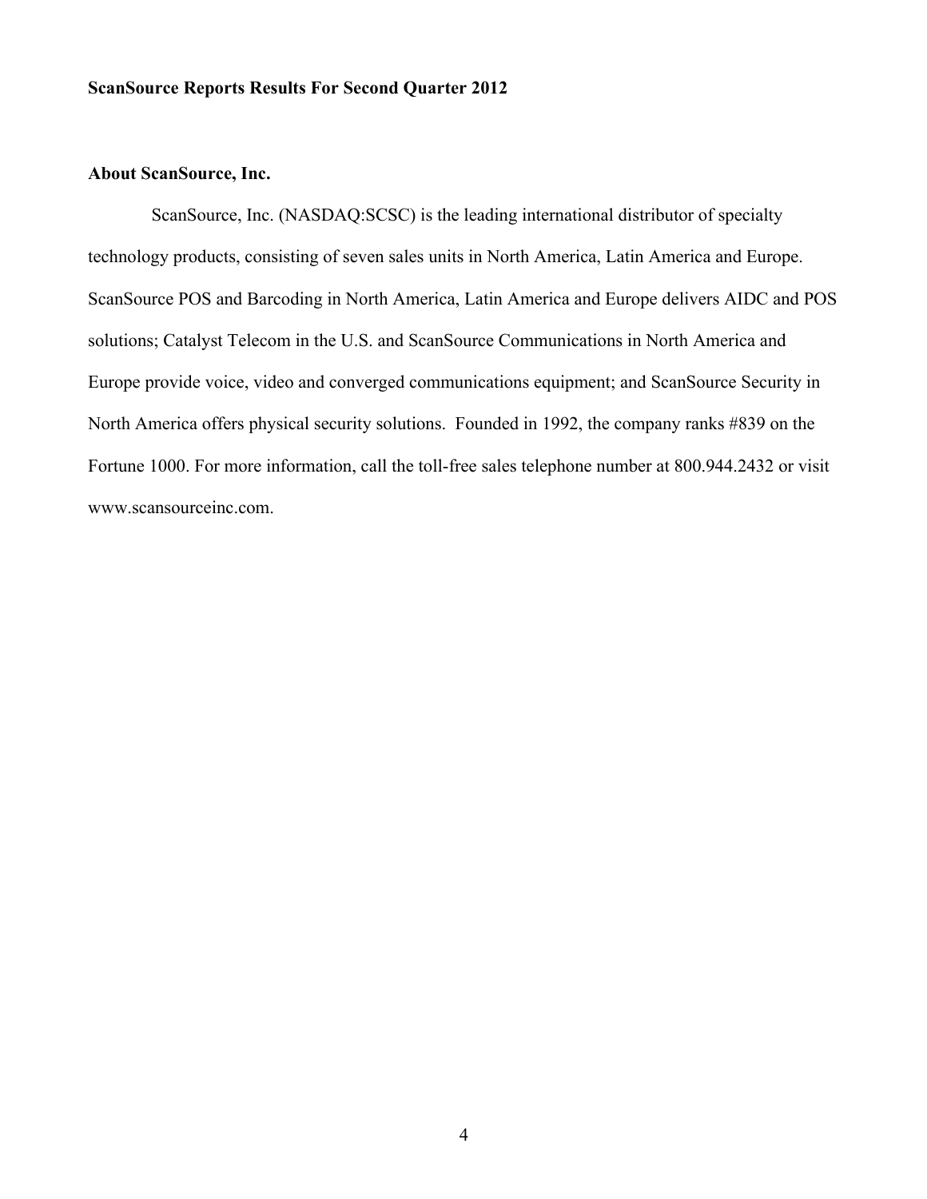**ScanSource Reports Results For Second Quarter 2012**

**About ScanSource, Inc.**

ScanSource, Inc. (NASDAQ:SCSC) is the leading international distributor of specialty technology products, consisting of seven sales units in North America, Latin America and Europe. ScanSource POS and Barcoding in North America, Latin America and Europe delivers AIDC and POS solutions; Catalyst Telecom in the U.S. and ScanSource Communications in North America and Europe provide voice, video and converged communications equipment; and ScanSource Security in North America offers physical security solutions. Founded in 1992, the company ranks #839 on the Fortune 1000. For more information, call the toll-free sales telephone number at 800.944.2432 or visit www.scansourceinc.com.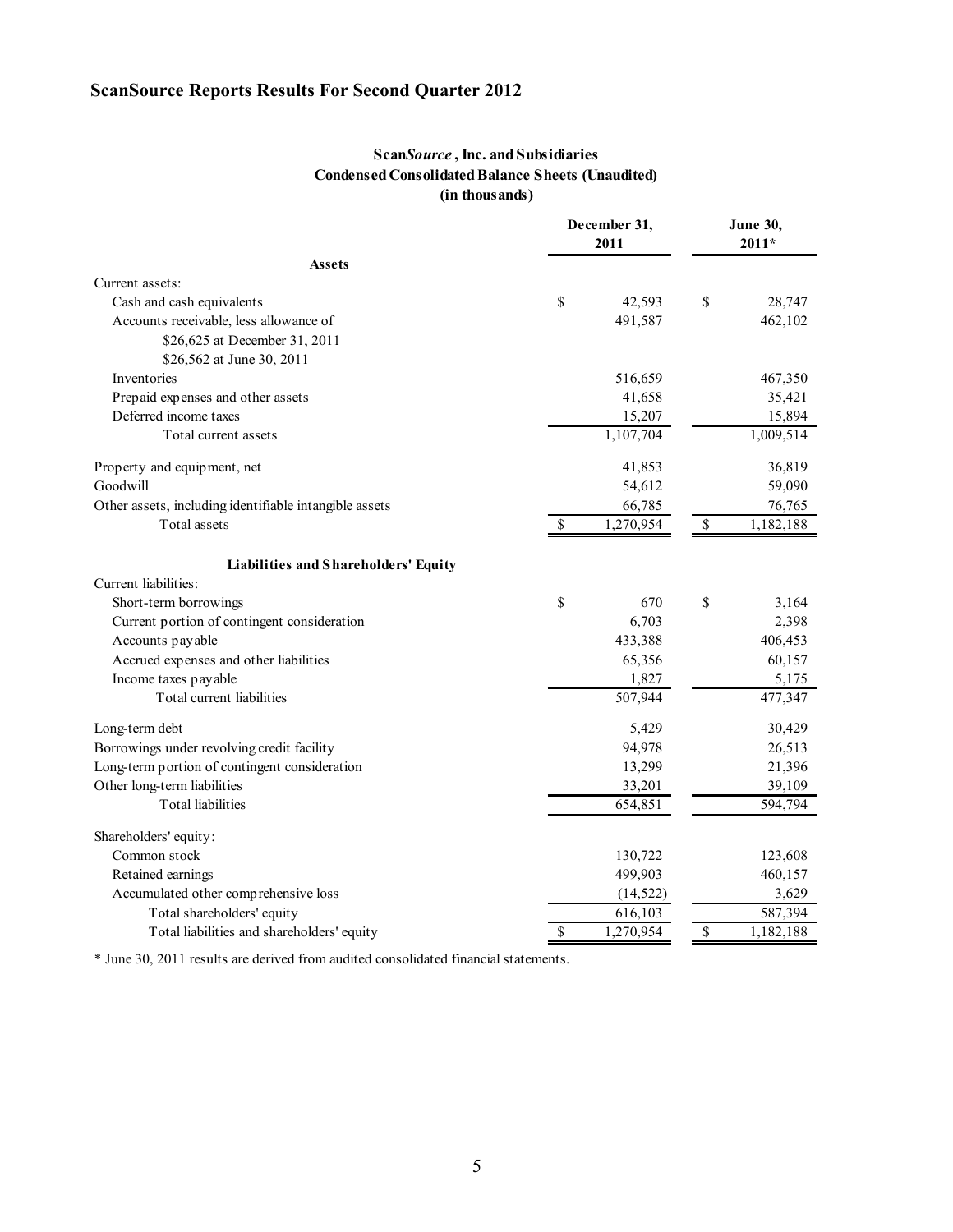# ScanSource Reports Results For Second Quarter 2012

**Scan*Source*, Inc. and Subsidiaries**
**Condensed Consolidated Balance Sheets (Unaudited)**
**(in thousands)**

| | December 31, 2011 | June 30, 2011* |
|---|---|---|
| **Assets** | | |
| Current assets: | | |
| Cash and cash equivalents | $ 42,593 | $ 28,747 |
| Accounts receivable, less allowance of $26,625 at December 31, 2011 $26,562 at June 30, 2011 | 491,587 | 462,102 |
| Inventories | 516,659 | 467,350 |
| Prepaid expenses and other assets | 41,658 | 35,421 |
| Deferred income taxes | 15,207 | 15,894 |
| Total current assets | 1,107,704 | 1,009,514 |
| Property and equipment, net | 41,853 | 36,819 |
| Goodwill | 54,612 | 59,090 |
| Other assets, including identifiable intangible assets | 66,785 | 76,765 |
| Total assets | $ 1,270,954 | $ 1,182,188 |
| **Liabilities and Shareholders' Equity** | | |
| Current liabilities: | | |
| Short-term borrowings | $ 670 | $ 3,164 |
| Current portion of contingent consideration | 6,703 | 2,398 |
| Accounts payable | 433,388 | 406,453 |
| Accrued expenses and other liabilities | 65,356 | 60,157 |
| Income taxes payable | 1,827 | 5,175 |
| Total current liabilities | 507,944 | 477,347 |
| Long-term debt | 5,429 | 30,429 |
| Borrowings under revolving credit facility | 94,978 | 26,513 |
| Long-term portion of contingent consideration | 13,299 | 21,396 |
| Other long-term liabilities | 33,201 | 39,109 |
| Total liabilities | 654,851 | 594,794 |
| Shareholders' equity: | | |
| Common stock | 130,722 | 123,608 |
| Retained earnings | 499,903 | 460,157 |
| Accumulated other comprehensive loss | (14,522) | 3,629 |
| Total shareholders' equity | 616,103 | 587,394 |
| Total liabilities and shareholders' equity | $ 1,270,954 | $ 1,182,188 |

* June 30, 2011 results are derived from audited consolidated financial statements.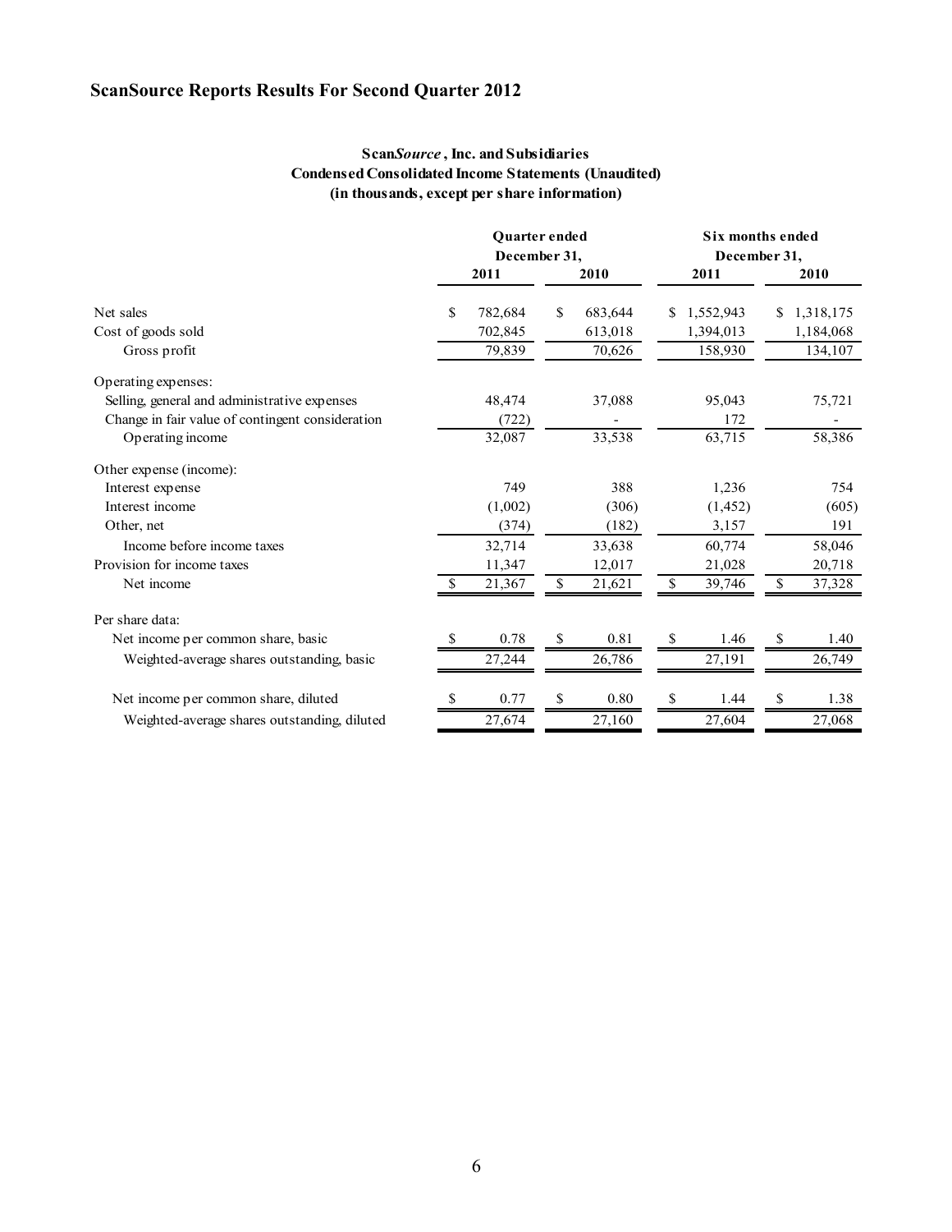# ScanSource Reports Results For Second Quarter 2012

**Scan*Source*, Inc. and Subsidiaries**
**Condensed Consolidated Income Statements (Unaudited)**
**(in thousands, except per share information)**

| | Quarter ended December 31, | | Six months ended December 31, | |
|---|---|---|---|---|
| | 2011 | 2010 | 2011 | 2010 |
| Net sales | $ 782,684 | $ 683,644 | $ 1,552,943 | $ 1,318,175 |
| Cost of goods sold | 702,845 | 613,018 | 1,394,013 | 1,184,068 |
| Gross profit | 79,839 | 70,626 | 158,930 | 134,107 |
| Operating expenses: | | | | |
| Selling, general and administrative expenses | 48,474 | 37,088 | 95,043 | 75,721 |
| Change in fair value of contingent consideration | (722) | - | 172 | - |
| Operating income | 32,087 | 33,538 | 63,715 | 58,386 |
| Other expense (income): | | | | |
| Interest expense | 749 | 388 | 1,236 | 754 |
| Interest income | (1,002) | (306) | (1,452) | (605) |
| Other, net | (374) | (182) | 3,157 | 191 |
| Income before income taxes | 32,714 | 33,638 | 60,774 | 58,046 |
| Provision for income taxes | 11,347 | 12,017 | 21,028 | 20,718 |
| Net income | $ 21,367 | $ 21,621 | $ 39,746 | $ 37,328 |
| Per share data: | | | | |
| Net income per common share, basic | $ 0.78 | $ 0.81 | $ 1.46 | $ 1.40 |
| Weighted-average shares outstanding, basic | 27,244 | 26,786 | 27,191 | 26,749 |
| Net income per common share, diluted | $ 0.77 | $ 0.80 | $ 1.44 | $ 1.38 |
| Weighted-average shares outstanding, diluted | 27,674 | 27,160 | 27,604 | 27,068 |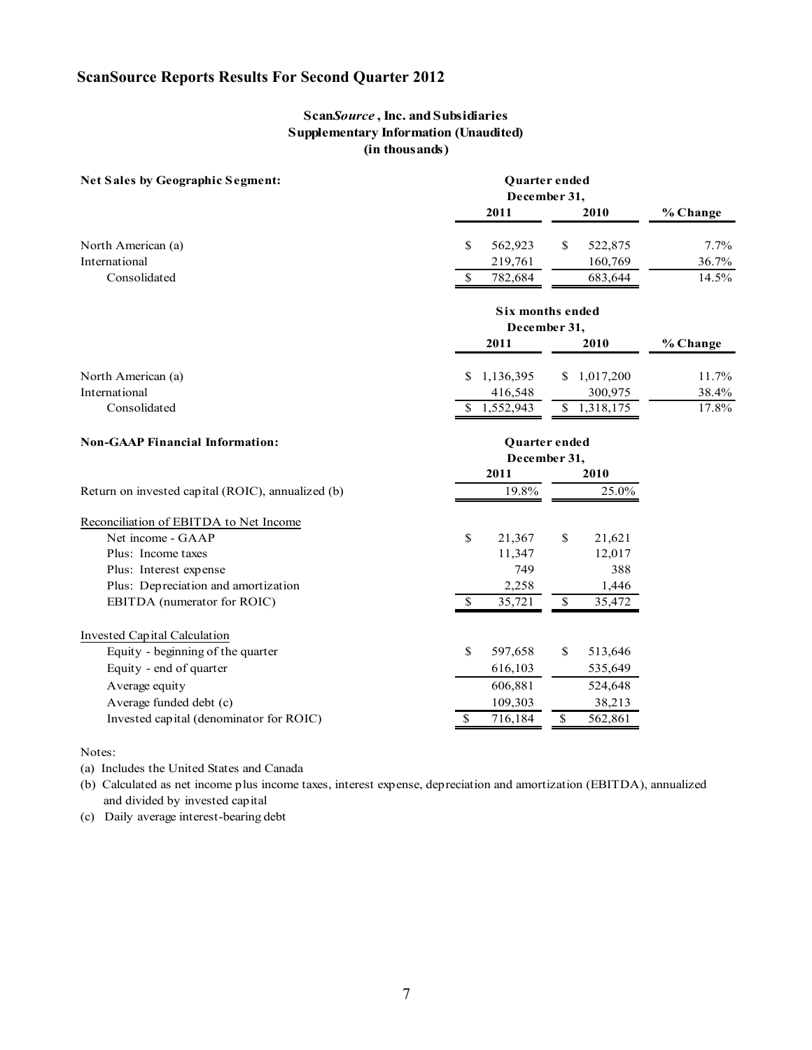# ScanSource Reports Results For Second Quarter 2012

## Scan*Source*, Inc. and Subsidiaries
## Supplementary Information (Unaudited)
## (in thousands)

| **Net Sales by Geographic Segment:** | **Quarter ended December 31, 2011** | **2010** | **% Change** |
|---|---|---|---|
| North American (a) | $ 562,923 | $ 522,875 | 7.7% |
| International | 219,761 | 160,769 | 36.7% |
| Consolidated | $ 782,684 | 683,644 | 14.5% |

| | **Six months ended December 31, 2011** | **2010** | **% Change** |
|---|---|---|---|
| North American (a) | $ 1,136,395 | $ 1,017,200 | 11.7% |
| International | 416,548 | 300,975 | 38.4% |
| Consolidated | $ 1,552,943 | $ 1,318,175 | 17.8% |

| **Non-GAAP Financial Information:** | **Quarter ended December 31, 2011** | **2010** |
|---|---|---|
| Return on invested capital (ROIC), annualized (b) | 19.8% | 25.0% |
| Reconciliation of EBITDA to Net Income | | |
| Net income - GAAP | $ 21,367 | $ 21,621 |
| Plus: Income taxes | 11,347 | 12,017 |
| Plus: Interest expense | 749 | 388 |
| Plus: Depreciation and amortization | 2,258 | 1,446 |
| EBITDA (numerator for ROIC) | $ 35,721 | $ 35,472 |
| Invested Capital Calculation | | |
| Equity - beginning of the quarter | $ 597,658 | $ 513,646 |
| Equity - end of quarter | 616,103 | 535,649 |
| Average equity | 606,881 | 524,648 |
| Average funded debt (c) | 109,303 | 38,213 |
| Invested capital (denominator for ROIC) | $ 716,184 | $ 562,861 |

Notes:

(a) Includes the United States and Canada

(b) Calculated as net income plus income taxes, interest expense, depreciation and amortization (EBITDA), annualized and divided by invested capital

(c) Daily average interest-bearing debt